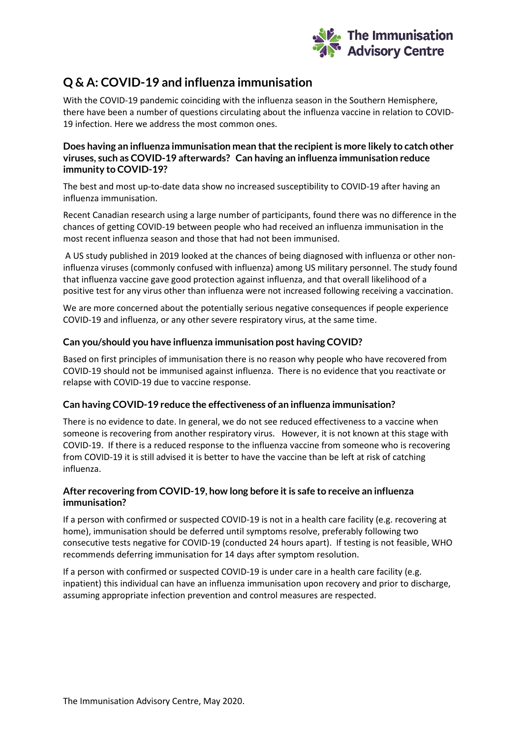The Immunisation Advisory Centre

# Q & A: COVID-19 and influenza immunisation

With the COVID-19 pandemic coinciding with the influenza season in the Southern Hemisphere, there have been a number of questions circulating about the influenza vaccine in relation to COVID-19 infection. Here we address the most common ones.

### Does having an influenza immunisation mean that the recipient is more likely to catch other viruses, such as COVID-19 afterwards? Can having an influenza immunisation reduce immunity to COVID-19?

The best and most up-to-date data show no increased susceptibility to COVID-19 after having an influenza immunisation.

Recent Canadian research using a large number of participants, found there was no difference in the chances of getting COVID-19 between people who had received an influenza immunisation in the most recent influenza season and those that had not been immunised.

A US study published in 2019 looked at the chances of being diagnosed with influenza or other non-influenza viruses (commonly confused with influenza) among US military personnel. The study found that influenza vaccine gave good protection against influenza, and that overall likelihood of a positive test for any virus other than influenza were not increased following receiving a vaccination.

We are more concerned about the potentially serious negative consequences if people experience COVID-19 and influenza, or any other severe respiratory virus, at the same time.

### Can you/should you have influenza immunisation post having COVID?

Based on first principles of immunisation there is no reason why people who have recovered from COVID-19 should not be immunised against influenza. There is no evidence that you reactivate or relapse with COVID-19 due to vaccine response.

### Can having COVID-19 reduce the effectiveness of an influenza immunisation?

There is no evidence to date. In general, we do not see reduced effectiveness to a vaccine when someone is recovering from another respiratory virus. However, it is not known at this stage with COVID-19. If there is a reduced response to the influenza vaccine from someone who is recovering from COVID-19 it is still advised it is better to have the vaccine than be left at risk of catching influenza.

### After recovering from COVID-19, how long before it is safe to receive an influenza immunisation?

If a person with confirmed or suspected COVID-19 is not in a health care facility (e.g. recovering at home), immunisation should be deferred until symptoms resolve, preferably following two consecutive tests negative for COVID-19 (conducted 24 hours apart). If testing is not feasible, WHO recommends deferring immunisation for 14 days after symptom resolution.

If a person with confirmed or suspected COVID-19 is under care in a health care facility (e.g. inpatient) this individual can have an influenza immunisation upon recovery and prior to discharge, assuming appropriate infection prevention and control measures are respected.

The Immunisation Advisory Centre, May 2020.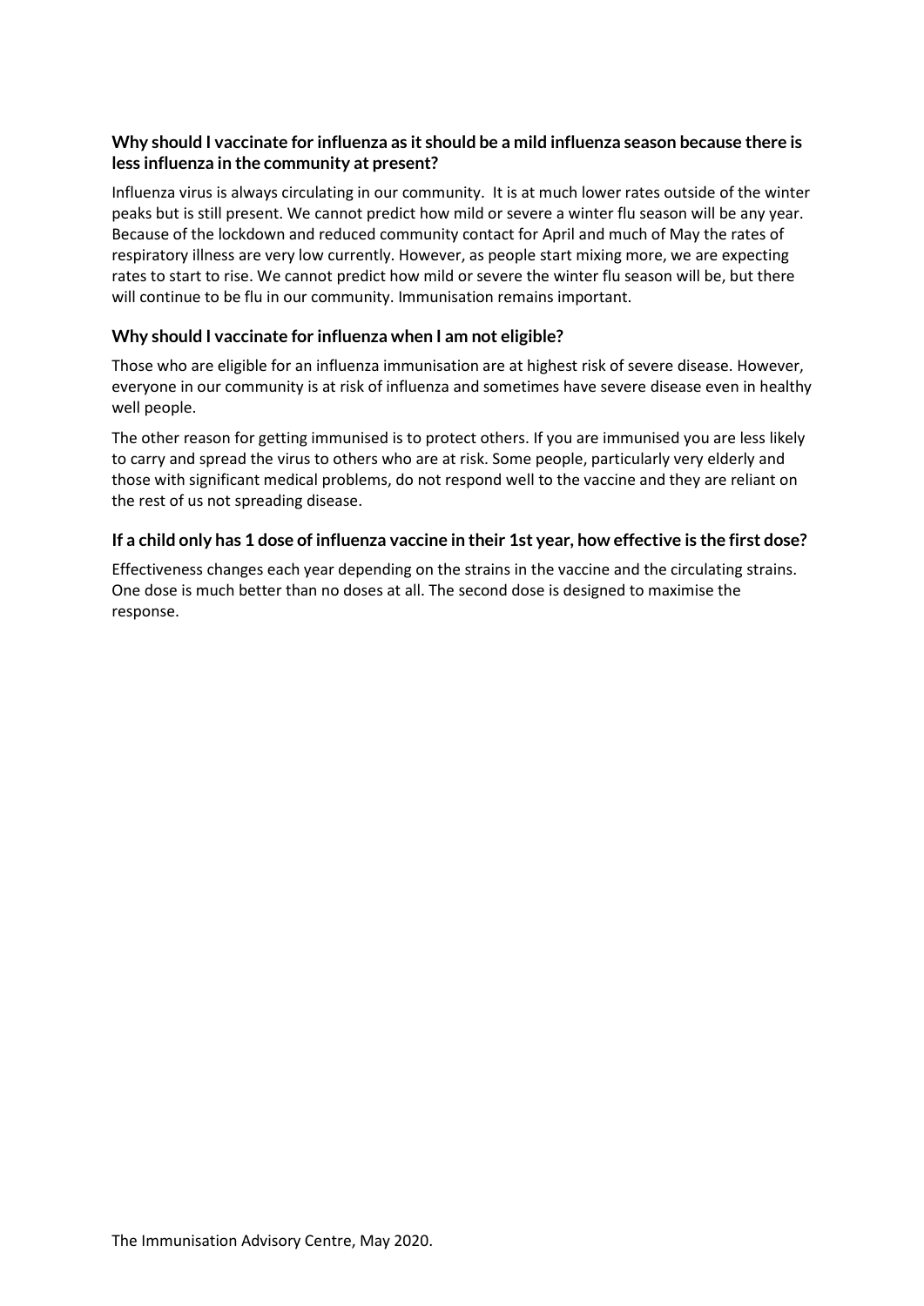### Why should I vaccinate for influenza as it should be a mild influenza season because there is less influenza in the community at present?

Influenza virus is always circulating in our community. It is at much lower rates outside of the winter peaks but is still present. We cannot predict how mild or severe a winter flu season will be any year. Because of the lockdown and reduced community contact for April and much of May the rates of respiratory illness are very low currently. However, as people start mixing more, we are expecting rates to start to rise. We cannot predict how mild or severe the winter flu season will be, but there will continue to be flu in our community. Immunisation remains important.

### Why should I vaccinate for influenza when I am not eligible?

Those who are eligible for an influenza immunisation are at highest risk of severe disease. However, everyone in our community is at risk of influenza and sometimes have severe disease even in healthy well people.

The other reason for getting immunised is to protect others. If you are immunised you are less likely to carry and spread the virus to others who are at risk. Some people, particularly very elderly and those with significant medical problems, do not respond well to the vaccine and they are reliant on the rest of us not spreading disease.

### If a child only has 1 dose of influenza vaccine in their 1st year, how effective is the first dose?

Effectiveness changes each year depending on the strains in the vaccine and the circulating strains. One dose is much better than no doses at all. The second dose is designed to maximise the response.

The Immunisation Advisory Centre, May 2020.